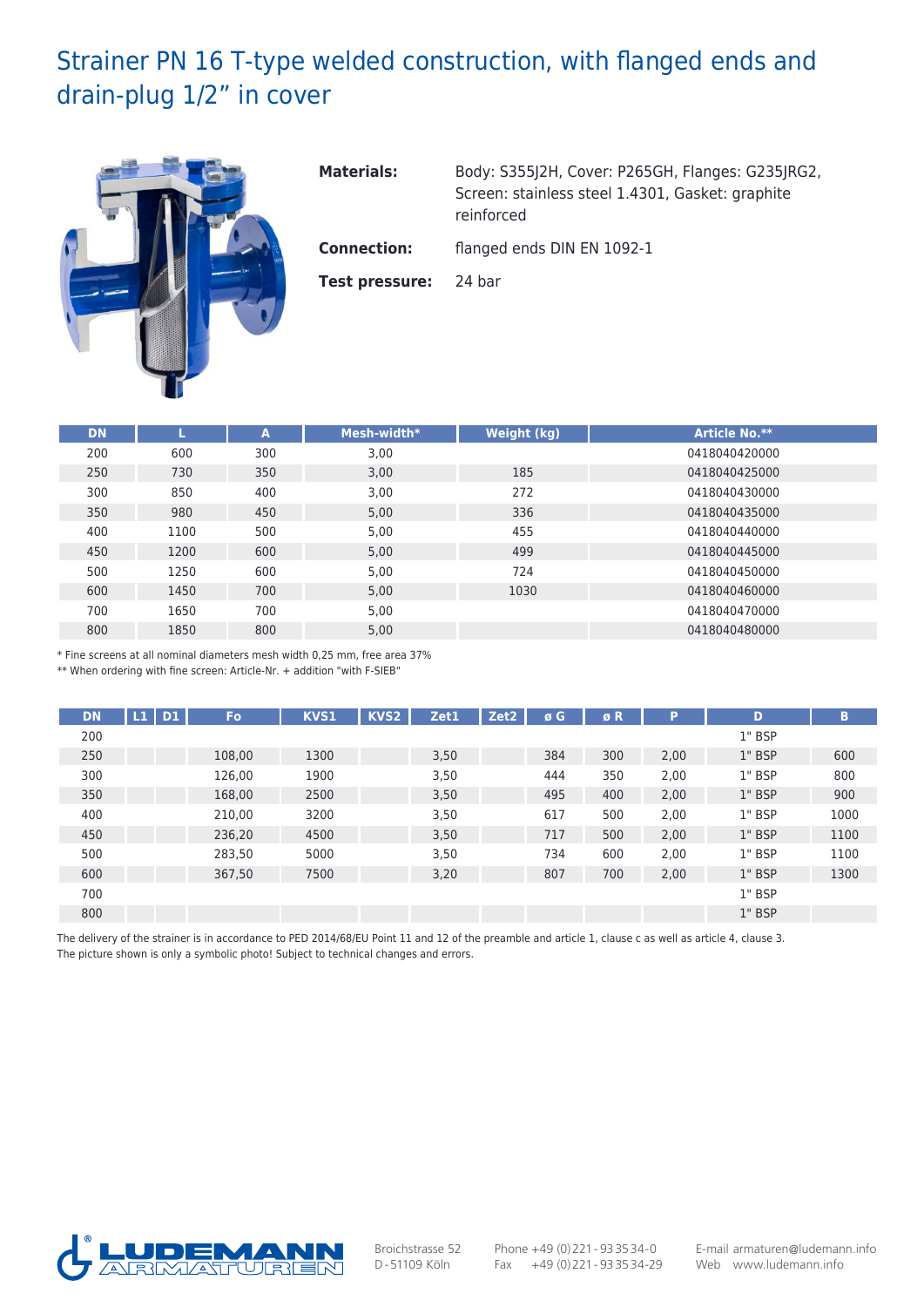# Strainer PN 16 T-type welded construction, with flanged ends and drain-plug 1/2” in cover

**Materials:** Body: S355J2H, Cover: P265GH, Flanges: G235JRG2, Screen: stainless steel 1.4301, Gasket: graphite reinforced

**Connection:** flanged ends DIN EN 1092-1

**Test pressure:** 24 bar

| DN | L | A | Mesh-width* | Weight (kg) | Article No.** |
|---|---|---|---|---|---|
| 200 | 600 | 300 | 3,00 | | 0418040420000 |
| 250 | 730 | 350 | 3,00 | 185 | 0418040425000 |
| 300 | 850 | 400 | 3,00 | 272 | 0418040430000 |
| 350 | 980 | 450 | 5,00 | 336 | 0418040435000 |
| 400 | 1100 | 500 | 5,00 | 455 | 0418040440000 |
| 450 | 1200 | 600 | 5,00 | 499 | 0418040445000 |
| 500 | 1250 | 600 | 5,00 | 724 | 0418040450000 |
| 600 | 1450 | 700 | 5,00 | 1030 | 0418040460000 |
| 700 | 1650 | 700 | 5,00 | | 0418040470000 |
| 800 | 1850 | 800 | 5,00 | | 0418040480000 |

* Fine screens at all nominal diameters mesh width 0,25 mm, free area 37%
** When ordering with fine screen: Article-Nr. + addition "with F-SIEB"

| DN | L1 | D1 | Fo | KVS1 | KVS2 | Zet1 | Zet2 | ø G | ø R | P | D | B |
|---|---|---|---|---|---|---|---|---|---|---|---|---|
| 200 | | | | | | | | | | | 1" BSP | |
| 250 | | | 108,00 | 1300 | | 3,50 | | 384 | 300 | 2,00 | 1" BSP | 600 |
| 300 | | | 126,00 | 1900 | | 3,50 | | 444 | 350 | 2,00 | 1" BSP | 800 |
| 350 | | | 168,00 | 2500 | | 3,50 | | 495 | 400 | 2,00 | 1" BSP | 900 |
| 400 | | | 210,00 | 3200 | | 3,50 | | 617 | 500 | 2,00 | 1" BSP | 1000 |
| 450 | | | 236,20 | 4500 | | 3,50 | | 717 | 500 | 2,00 | 1" BSP | 1100 |
| 500 | | | 283,50 | 5000 | | 3,50 | | 734 | 600 | 2,00 | 1" BSP | 1100 |
| 600 | | | 367,50 | 7500 | | 3,20 | | 807 | 700 | 2,00 | 1" BSP | 1300 |
| 700 | | | | | | | | | | | 1" BSP | |
| 800 | | | | | | | | | | | 1" BSP | |

The delivery of the strainer is in accordance to PED 2014/68/EU Point 11 and 12 of the preamble and article 1, clause c as well as article 4, clause 3.
The picture shown is only a symbolic photo! Subject to technical changes and errors.

LUDEMANN ARMATUREN

Broichstrasse 52
D-51109 Köln

Phone +49 (0) 221 - 93 35 34-0
Fax +49 (0) 221 - 93 35 34-29

E-mail armaturen@ludemann.info
Web www.ludemann.info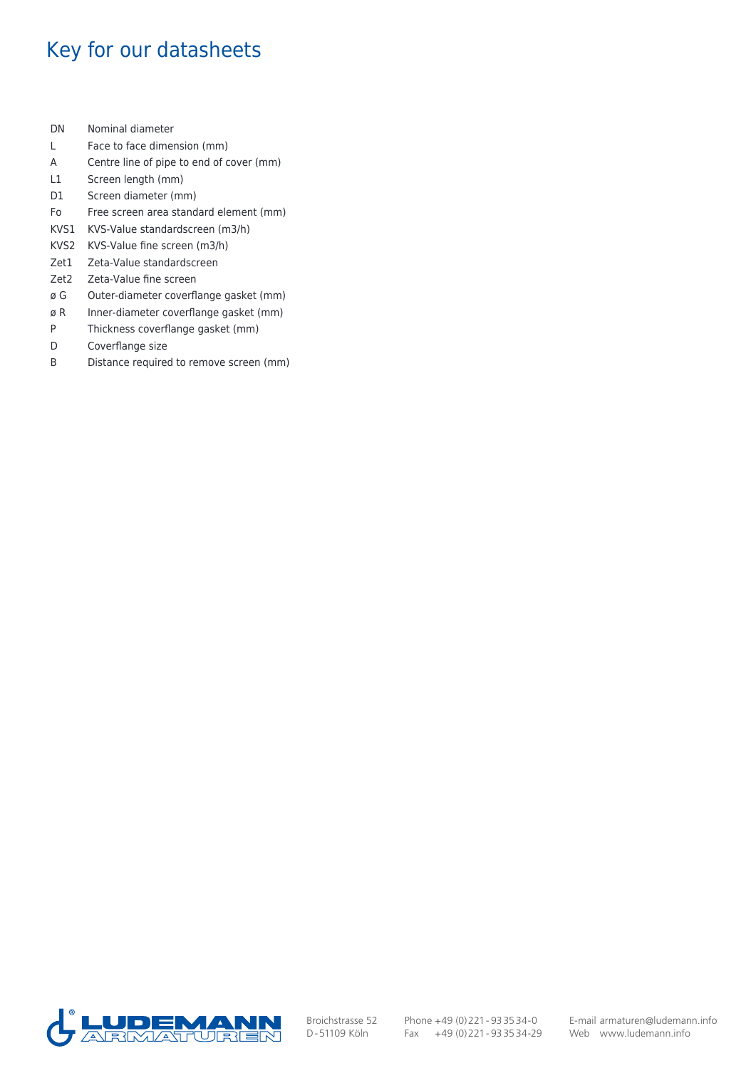# Key for our datasheets

| | |
|---|---|
| DN | Nominal diameter |
| L | Face to face dimension (mm) |
| A | Centre line of pipe to end of cover (mm) |
| L1 | Screen length (mm) |
| D1 | Screen diameter (mm) |
| Fo | Free screen area standard element (mm) |
| KVS1 | KVS-Value standardscreen (m3/h) |
| KVS2 | KVS-Value fine screen (m3/h) |
| Zet1 | Zeta-Value standardscreen |
| Zet2 | Zeta-Value fine screen |
| ø G | Outer-diameter coverflange gasket (mm) |
| ø R | Inner-diameter coverflange gasket (mm) |
| P | Thickness coverflange gasket (mm) |
| D | Coverflange size |
| B | Distance required to remove screen (mm) |

LUDEMANN ARMATUREN

Broichstrasse 52
D-51109 Köln

Phone +49 (0) 221 - 93 35 34-0
Fax +49 (0) 221 - 93 35 34-29

E-mail armaturen@ludemann.info
Web www.ludemann.info